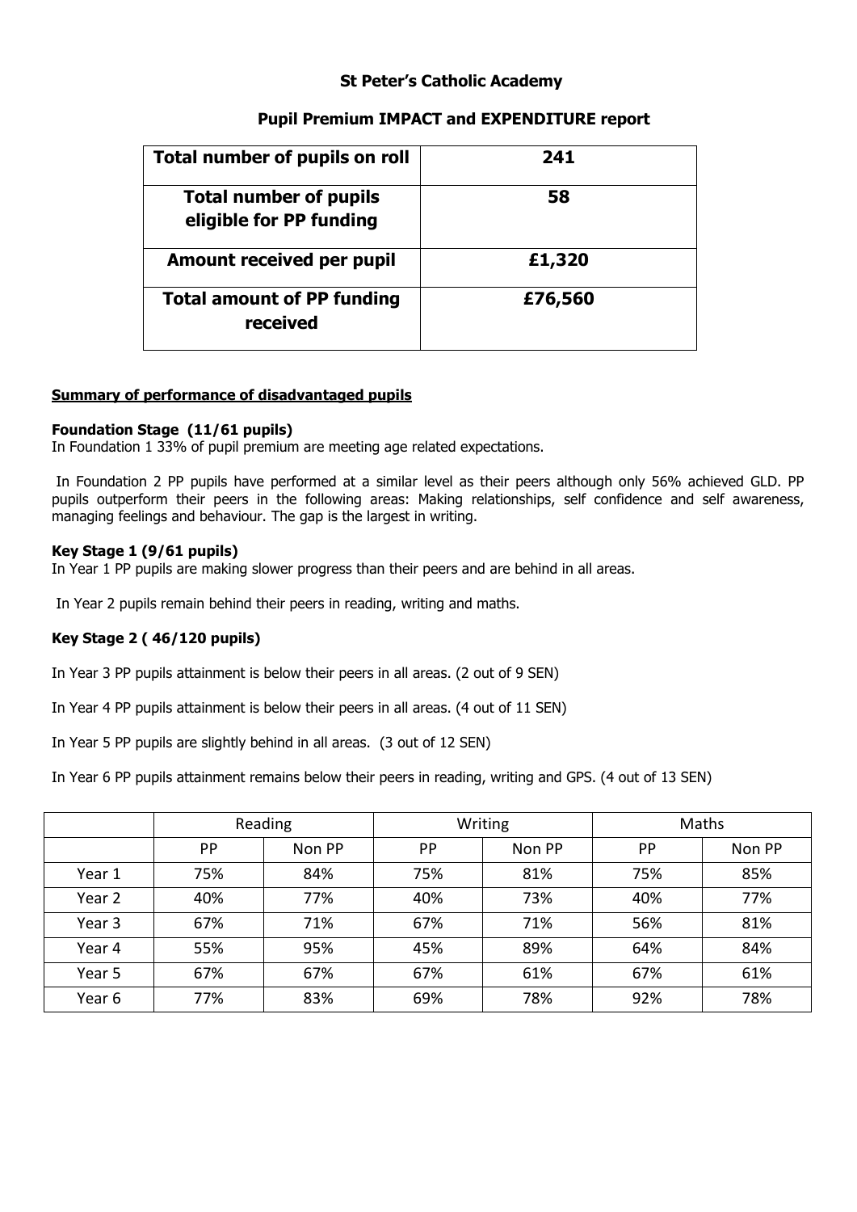# St Peter's Catholic Academy

## Pupil Premium IMPACT and EXPENDITURE report

| Total number of pupils on roll | 241 |
|---|---|
| Total number of pupils eligible for PP funding | 58 |
| Amount received per pupil | £1,320 |
| Total amount of PP funding received | £76,560 |

**Summary of performance of disadvantaged pupils**

**Foundation Stage (11/61 pupils)**

In Foundation 1 33% of pupil premium are meeting age related expectations.

In Foundation 2 PP pupils have performed at a similar level as their peers although only 56% achieved GLD. PP pupils outperform their peers in the following areas: Making relationships, self confidence and self awareness, managing feelings and behaviour. The gap is the largest in writing.

**Key Stage 1 (9/61 pupils)**

In Year 1 PP pupils are making slower progress than their peers and are behind in all areas.

In Year 2 pupils remain behind their peers in reading, writing and maths.

**Key Stage 2 ( 46/120 pupils)**

In Year 3 PP pupils attainment is below their peers in all areas. (2 out of 9 SEN)

In Year 4 PP pupils attainment is below their peers in all areas. (4 out of 11 SEN)

In Year 5 PP pupils are slightly behind in all areas. (3 out of 12 SEN)

In Year 6 PP pupils attainment remains below their peers in reading, writing and GPS. (4 out of 13 SEN)

| | Reading | | Writing | | Maths | |
|---|---|---|---|---|---|---|
| | PP | Non PP | PP | Non PP | PP | Non PP |
| Year 1 | 75% | 84% | 75% | 81% | 75% | 85% |
| Year 2 | 40% | 77% | 40% | 73% | 40% | 77% |
| Year 3 | 67% | 71% | 67% | 71% | 56% | 81% |
| Year 4 | 55% | 95% | 45% | 89% | 64% | 84% |
| Year 5 | 67% | 67% | 67% | 61% | 67% | 61% |
| Year 6 | 77% | 83% | 69% | 78% | 92% | 78% |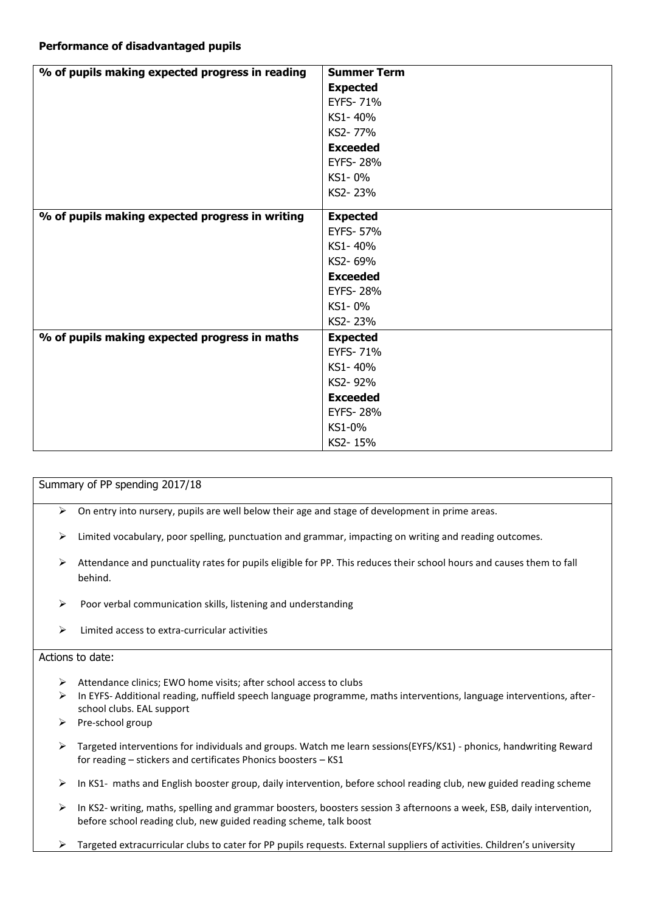**Performance of disadvantaged pupils**

| % of pupils making expected progress in reading | **Summer Term**<br>**Expected**<br>EYFS- 71%<br>KS1- 40%<br>KS2- 77%<br>**Exceeded**<br>EYFS- 28%<br>KS1- 0%<br>KS2- 23% |
|---|---|
| **% of pupils making expected progress in writing** | **Expected**<br>EYFS- 57%<br>KS1- 40%<br>KS2- 69%<br>**Exceeded**<br>EYFS- 28%<br>KS1- 0%<br>KS2- 23% |
| **% of pupils making expected progress in maths** | **Expected**<br>EYFS- 71%<br>KS1- 40%<br>KS2- 92%<br>**Exceeded**<br>EYFS- 28%<br>KS1-0%<br>KS2- 15% |

Summary of PP spending 2017/18

- On entry into nursery, pupils are well below their age and stage of development in prime areas.
- Limited vocabulary, poor spelling, punctuation and grammar, impacting on writing and reading outcomes.
- Attendance and punctuality rates for pupils eligible for PP. This reduces their school hours and causes them to fall behind.
- Poor verbal communication skills, listening and understanding
- Limited access to extra-curricular activities

Actions to date:

- Attendance clinics; EWO home visits; after school access to clubs
- In EYFS- Additional reading, nuffield speech language programme, maths interventions, language interventions, after-school clubs. EAL support
- Pre-school group
- Targeted interventions for individuals and groups. Watch me learn sessions(EYFS/KS1) - phonics, handwriting Reward for reading – stickers and certificates Phonics boosters – KS1
- In KS1- maths and English booster group, daily intervention, before school reading club, new guided reading scheme
- In KS2- writing, maths, spelling and grammar boosters, boosters session 3 afternoons a week, ESB, daily intervention, before school reading club, new guided reading scheme, talk boost
- Targeted extracurricular clubs to cater for PP pupils requests. External suppliers of activities. Children's university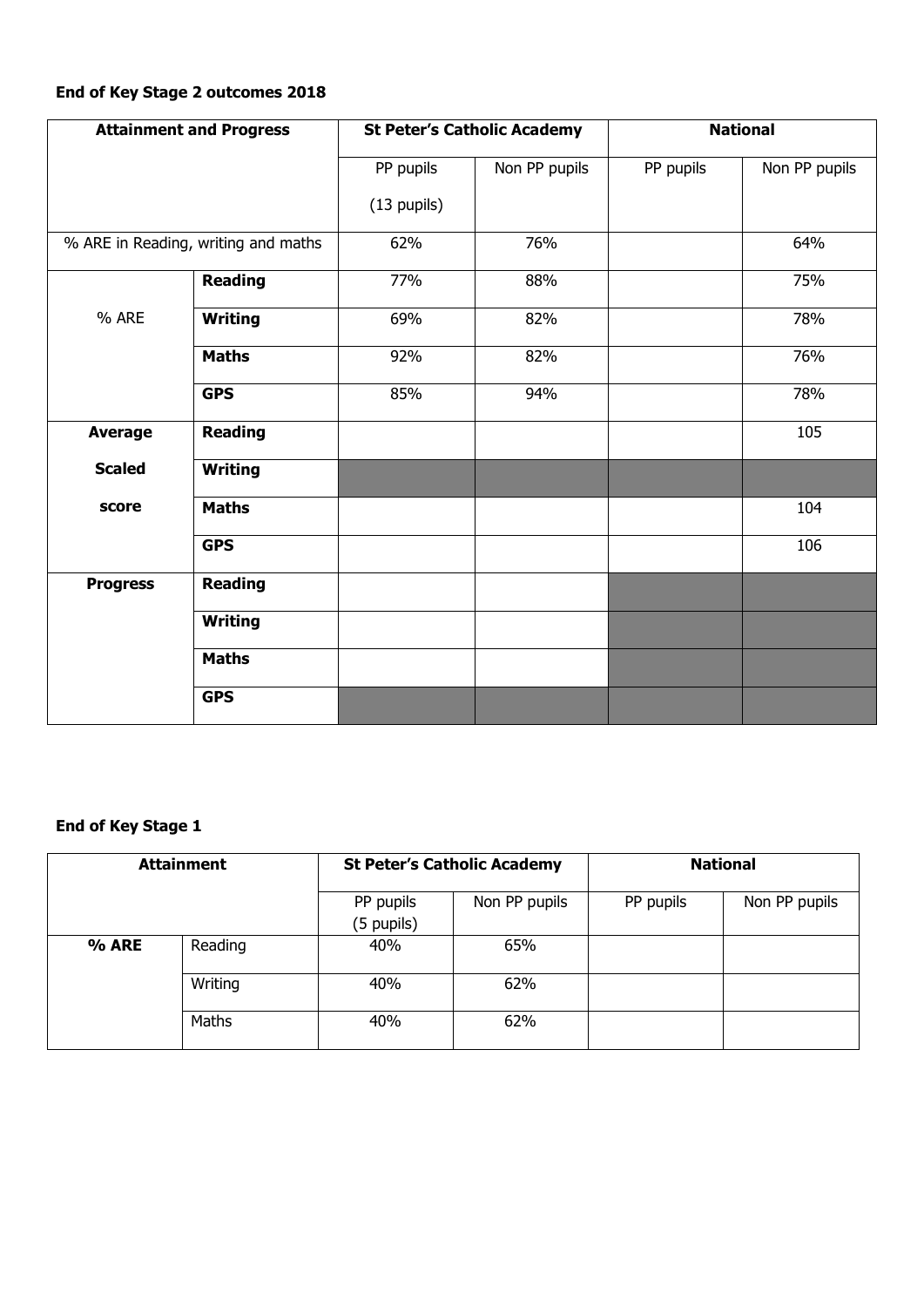**End of Key Stage 2 outcomes 2018**

| Attainment and Progress | | St Peter's Catholic Academy | | National | |
|---|---|---|---|---|---|
| | | PP pupils (13 pupils) | Non PP pupils | PP pupils | Non PP pupils |
| % ARE in Reading, writing and maths | | 62% | 76% | | 64% |
| % ARE | **Reading** | 77% | 88% | | 75% |
| | **Writing** | 69% | 82% | | 78% |
| | **Maths** | 92% | 82% | | 76% |
| | **GPS** | 85% | 94% | | 78% |
| **Average Scaled score** | **Reading** | | | | 105 |
| | **Writing** | | | | |
| | **Maths** | | | | 104 |
| | **GPS** | | | | 106 |
| **Progress** | **Reading** | | | | |
| | **Writing** | | | | |
| | **Maths** | | | | |
| | **GPS** | | | | |

**End of Key Stage 1**

| Attainment | | St Peter's Catholic Academy | | National | |
|---|---|---|---|---|---|
| | | PP pupils (5 pupils) | Non PP pupils | PP pupils | Non PP pupils |
| **% ARE** | Reading | 40% | 65% | | |
| | Writing | 40% | 62% | | |
| | Maths | 40% | 62% | | |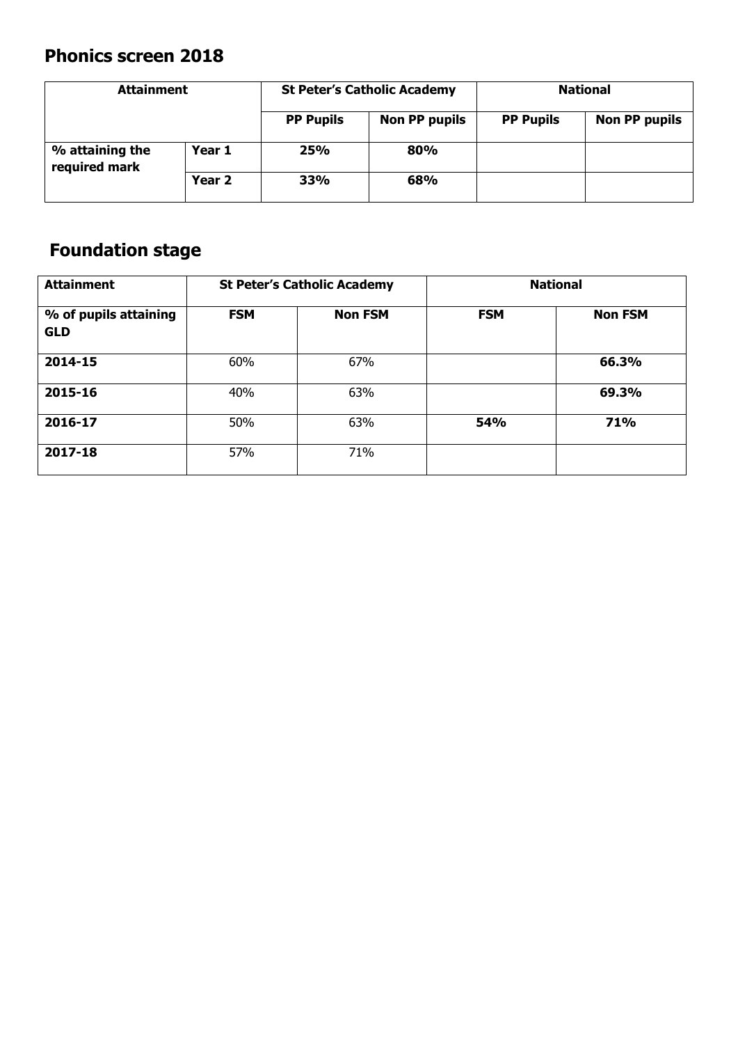## Phonics screen 2018

| **Attainment** | | **St Peter's Catholic Academy** | | **National** | |
|---|---|---|---|---|---|
| | | **PP Pupils** | **Non PP pupils** | **PP Pupils** | **Non PP pupils** |
| **% attaining the required mark** | **Year 1** | **25%** | **80%** | | |
| | **Year 2** | **33%** | **68%** | | |

## Foundation stage

| **Attainment** | **St Peter's Catholic Academy** | | **National** | |
|---|---|---|---|---|
| **% of pupils attaining GLD** | **FSM** | **Non FSM** | **FSM** | **Non FSM** |
| **2014-15** | 60% | 67% | | **66.3%** |
| **2015-16** | 40% | 63% | | **69.3%** |
| **2016-17** | 50% | 63% | **54%** | **71%** |
| **2017-18** | 57% | 71% | | |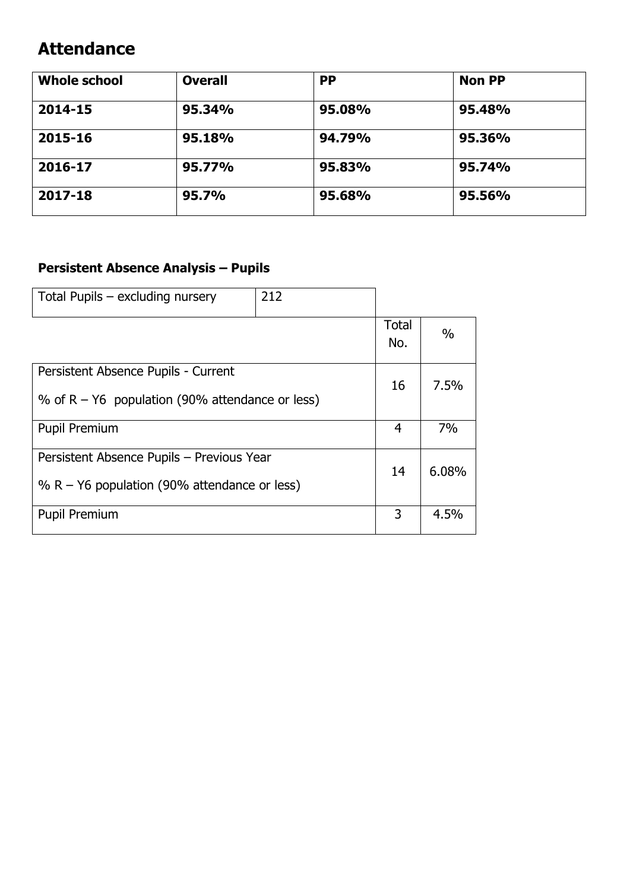## Attendance

| **Whole school** | **Overall** | **PP** | **Non PP** |
|---|---|---|---|
| **2014-15** | **95.34%** | **95.08%** | **95.48%** |
| **2015-16** | **95.18%** | **94.79%** | **95.36%** |
| **2016-17** | **95.77%** | **95.83%** | **95.74%** |
| **2017-18** | **95.7%** | **95.68%** | **95.56%** |

### Persistent Absence Analysis – Pupils

| Total Pupils – excluding nursery | 212 | | |
|---|---|---|---|
| | | Total No. | % |
| Persistent Absence Pupils - Current<br>% of R – Y6 population (90% attendance or less) | | 16 | 7.5% |
| Pupil Premium | | 4 | 7% |
| Persistent Absence Pupils – Previous Year<br>% R – Y6 population (90% attendance or less) | | 14 | 6.08% |
| Pupil Premium | | 3 | 4.5% |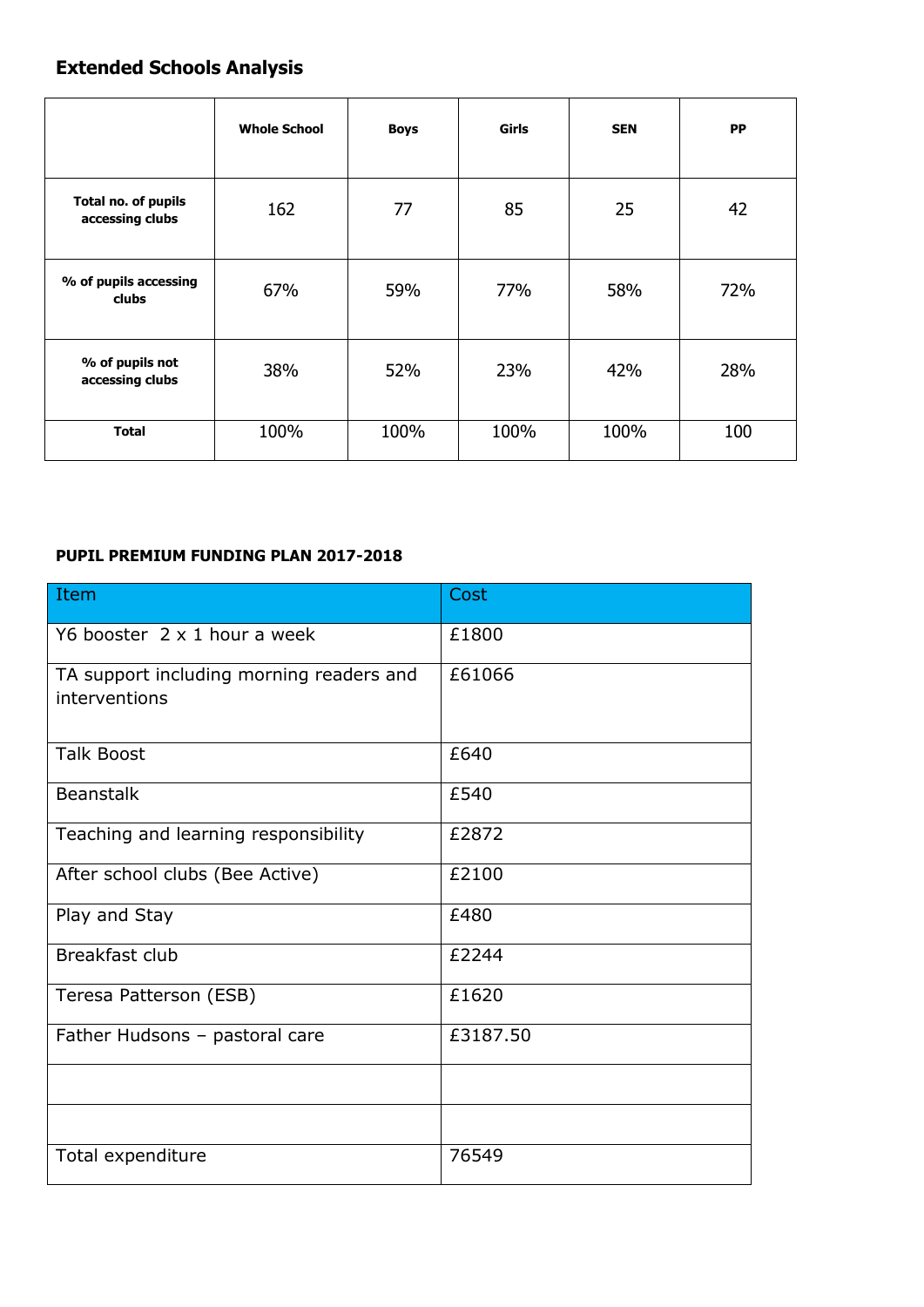## Extended Schools Analysis

| | Whole School | Boys | Girls | SEN | PP |
|---|---|---|---|---|---|
| **Total no. of pupils accessing clubs** | 162 | 77 | 85 | 25 | 42 |
| **% of pupils accessing clubs** | 67% | 59% | 77% | 58% | 72% |
| **% of pupils not accessing clubs** | 38% | 52% | 23% | 42% | 28% |
| **Total** | 100% | 100% | 100% | 100% | 100 |

### PUPIL PREMIUM FUNDING PLAN 2017-2018

| Item | Cost |
|---|---|
| Y6 booster 2 x 1 hour a week | £1800 |
| TA support including morning readers and interventions | £61066 |
| Talk Boost | £640 |
| Beanstalk | £540 |
| Teaching and learning responsibility | £2872 |
| After school clubs (Bee Active) | £2100 |
| Play and Stay | £480 |
| Breakfast club | £2244 |
| Teresa Patterson (ESB) | £1620 |
| Father Hudsons – pastoral care | £3187.50 |
| | |
| | |
| Total expenditure | 76549 |